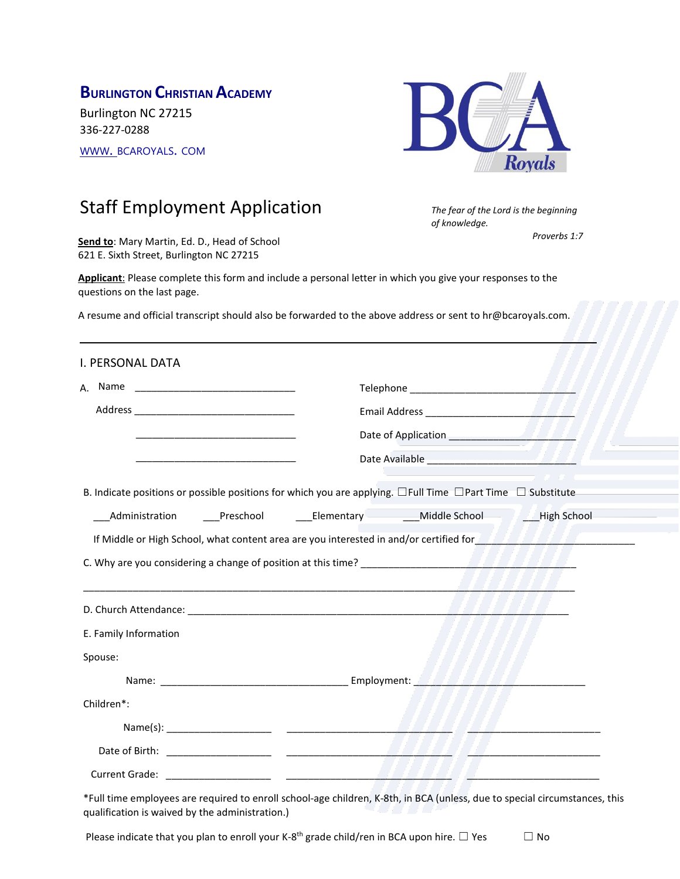**BURLINGTON CHRISTIAN ACADEMY**

Burlington NC 27215

336-227-0288

WWW. BCAROYALS. COM

# Staff Employment Application

*The fear of the Lord is the beginning of knowledge.*

*Proverbs 1:7*

**Send to**: Mary Martin, Ed. D., Head of School
621 E. Sixth Street, Burlington NC 27215

**Applicant**: Please complete this form and include a personal letter in which you give your responses to the questions on the last page.

A resume and official transcript should also be forwarded to the above address or sent to hr@bcaroyals.com.

---

## I. PERSONAL DATA

A. Name ______________________________ Telephone ______________________________

Address ______________________________ Email Address ______________________________

______________________________ Date of Application ______________________________

______________________________ Date Available ______________________________

B. Indicate positions or possible positions for which you are applying. ☐Full Time ☐Part Time ☐ Substitute

___Administration ___Preschool ___Elementary ___Middle School ___High School

If Middle or High School, what content area are you interested in and/or certified for______________________________

C. Why are you considering a change of position at this time? ______________________________

______________________________________________________________________________

D. Church Attendance: ______________________________________________________________________________

E. Family Information

Spouse:

Name: ______________________________ Employment: ______________________________

Children*:

Name(s): ____________________ ____________________ ____________________

Date of Birth: ____________________ ____________________ ____________________

Current Grade: ____________________ ____________________ ____________________

*Full time employees are required to enroll school-age children, K-8th, in BCA (unless, due to special circumstances, this qualification is waived by the administration.)

Please indicate that you plan to enroll your K-8th grade child/ren in BCA upon hire. ☐ Yes ☐ No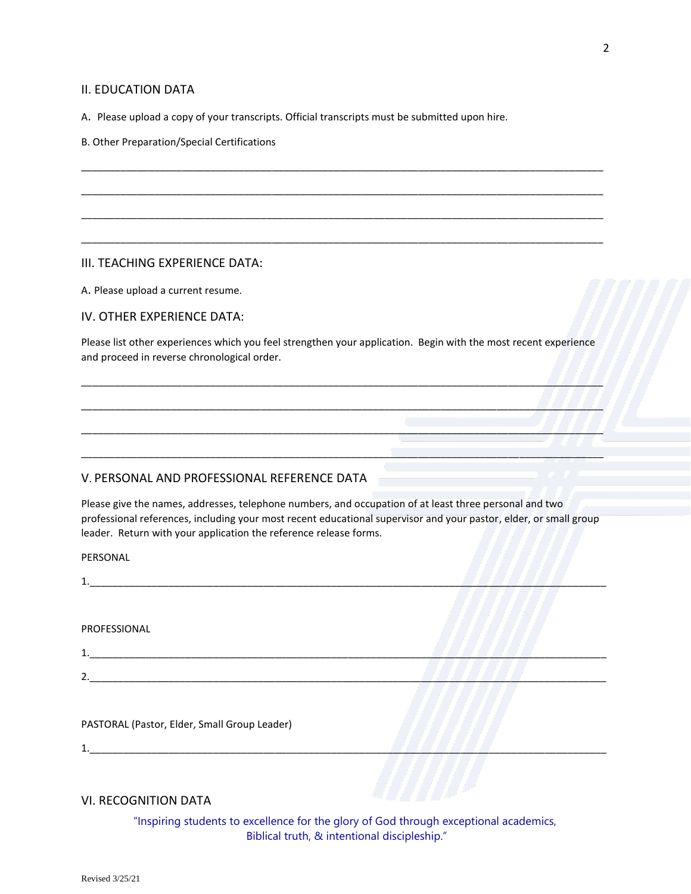## II. EDUCATION DATA

A. Please upload a copy of your transcripts. Official transcripts must be submitted upon hire.

B. Other Preparation/Special Certifications

_______________________________________________________________________________________

_______________________________________________________________________________________

_______________________________________________________________________________________

_______________________________________________________________________________________

## III. TEACHING EXPERIENCE DATA:

A. Please upload a current resume.

## IV. OTHER EXPERIENCE DATA:

Please list other experiences which you feel strengthen your application. Begin with the most recent experience and proceed in reverse chronological order.

_______________________________________________________________________________________

_______________________________________________________________________________________

_______________________________________________________________________________________

_______________________________________________________________________________________

## V. PERSONAL AND PROFESSIONAL REFERENCE DATA

Please give the names, addresses, telephone numbers, and occupation of at least three personal and two professional references, including your most recent educational supervisor and your pastor, elder, or small group leader. Return with your application the reference release forms.

PERSONAL

1.______________________________________________________________________________________

PROFESSIONAL

1.______________________________________________________________________________________

2.______________________________________________________________________________________

PASTORAL (Pastor, Elder, Small Group Leader)

1.______________________________________________________________________________________

## VI. RECOGNITION DATA

"Inspiring students to excellence for the glory of God through exceptional academics, Biblical truth, & intentional discipleship."

Revised 3/25/21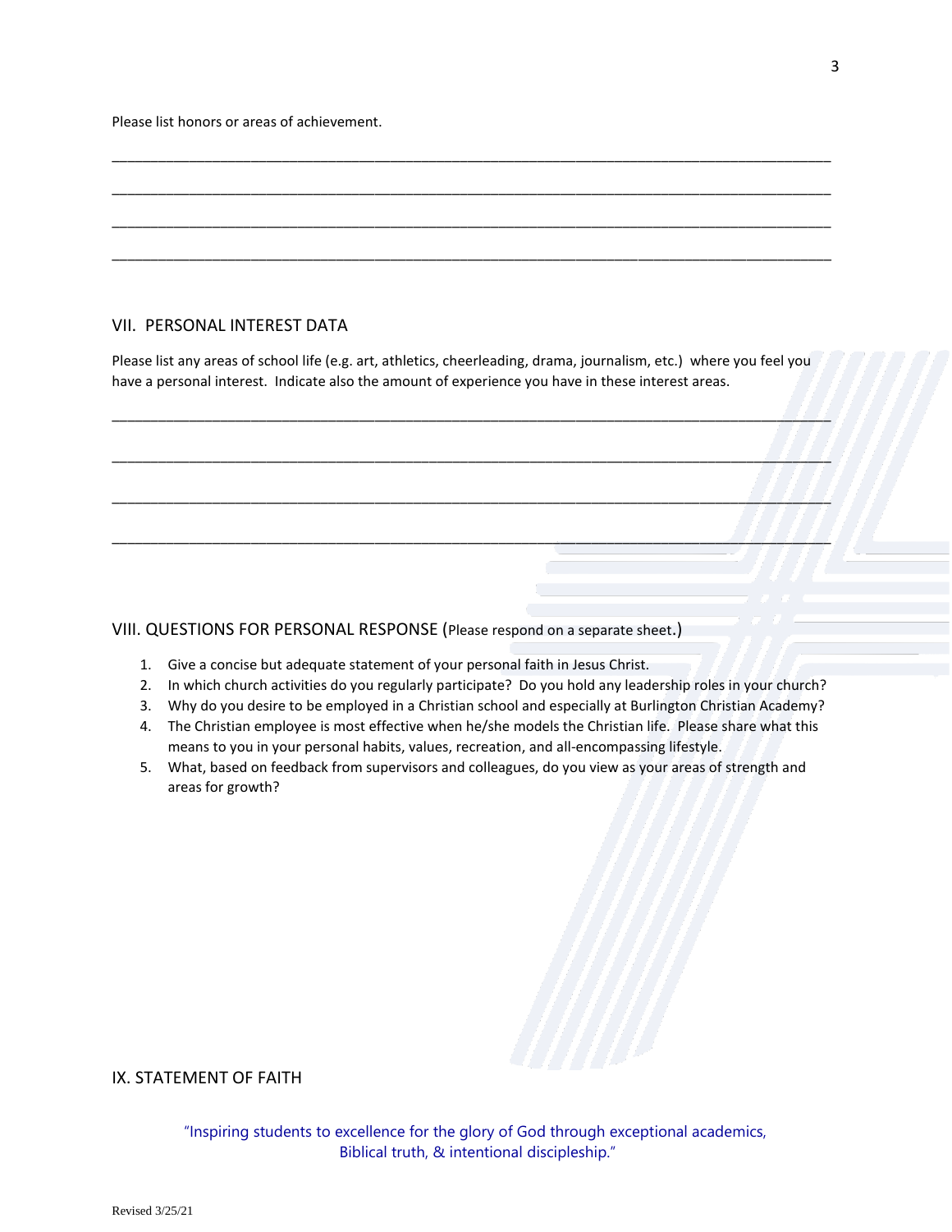Please list honors or areas of achievement.

_______________________________________________________________________________________________

_______________________________________________________________________________________________

_______________________________________________________________________________________________

_______________________________________________________________________________________________

## VII. PERSONAL INTEREST DATA

Please list any areas of school life (e.g. art, athletics, cheerleading, drama, journalism, etc.) where you feel you have a personal interest. Indicate also the amount of experience you have in these interest areas.

_______________________________________________________________________________________________

_______________________________________________________________________________________________

_______________________________________________________________________________________________

_______________________________________________________________________________________________

## VIII. QUESTIONS FOR PERSONAL RESPONSE (Please respond on a separate sheet.)

1. Give a concise but adequate statement of your personal faith in Jesus Christ.
2. In which church activities do you regularly participate? Do you hold any leadership roles in your church?
3. Why do you desire to be employed in a Christian school and especially at Burlington Christian Academy?
4. The Christian employee is most effective when he/she models the Christian life. Please share what this means to you in your personal habits, values, recreation, and all-encompassing lifestyle.
5. What, based on feedback from supervisors and colleagues, do you view as your areas of strength and areas for growth?

## IX. STATEMENT OF FAITH

"Inspiring students to excellence for the glory of God through exceptional academics, Biblical truth, & intentional discipleship."

Revised 3/25/21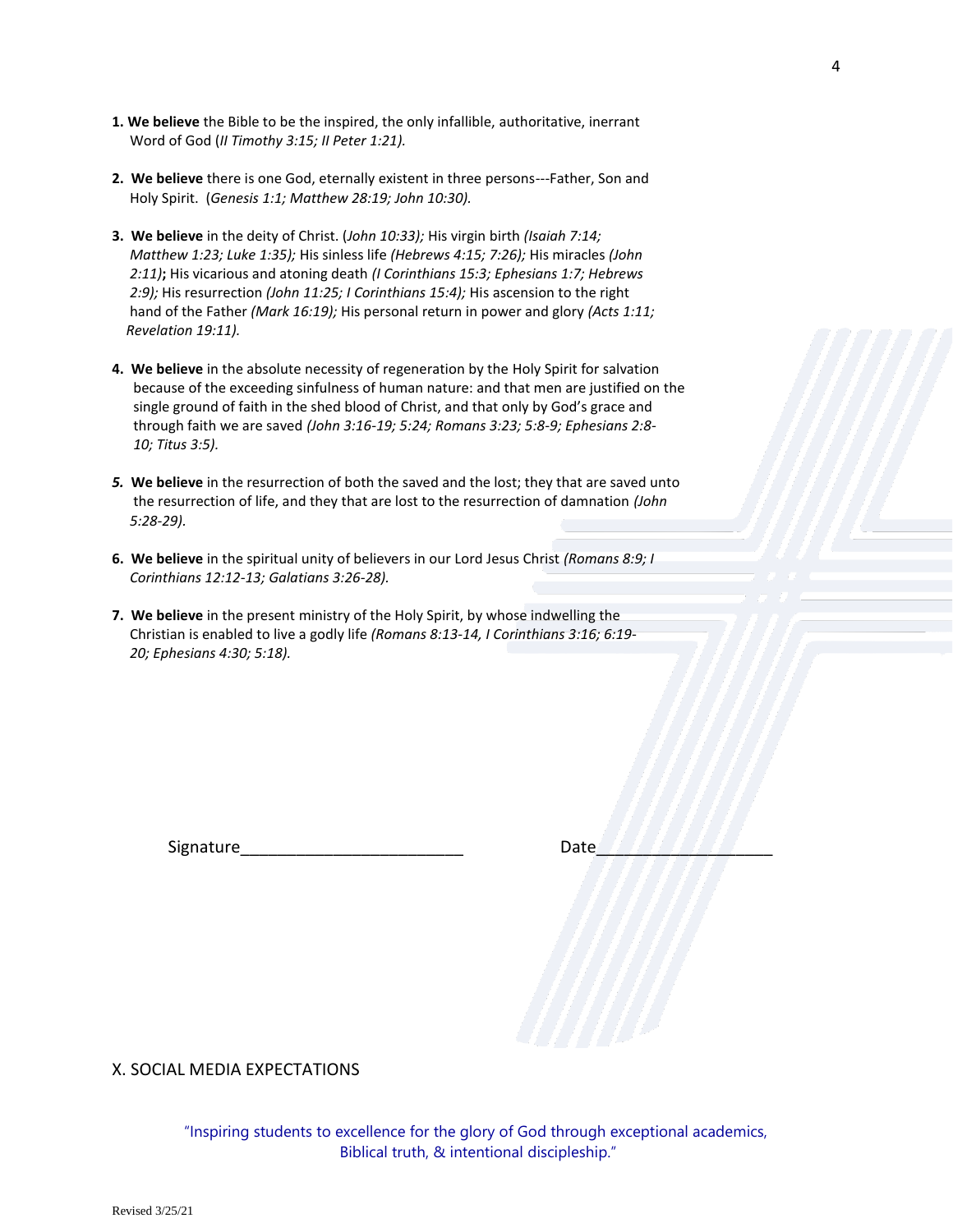1. **We believe** the Bible to be the inspired, the only infallible, authoritative, inerrant Word of God (*II Timothy 3:15; II Peter 1:21).*

2. **We believe** there is one God, eternally existent in three persons---Father, Son and Holy Spirit. (*Genesis 1:1; Matthew 28:19; John 10:30).*

3. **We believe** in the deity of Christ. (*John 10:33);* His virgin birth *(Isaiah 7:14; Matthew 1:23; Luke 1:35);* His sinless life *(Hebrews 4:15; 7:26);* His miracles *(John 2:11)*; His vicarious and atoning death *(I Corinthians 15:3; Ephesians 1:7; Hebrews 2:9);* His resurrection *(John 11:25; I Corinthians 15:4);* His ascension to the right hand of the Father *(Mark 16:19);* His personal return in power and glory *(Acts 1:11; Revelation 19:11).*

4. **We believe** in the absolute necessity of regeneration by the Holy Spirit for salvation because of the exceeding sinfulness of human nature: and that men are justified on the single ground of faith in the shed blood of Christ, and that only by God's grace and through faith we are saved *(John 3:16-19; 5:24; Romans 3:23; 5:8-9; Ephesians 2:8-10; Titus 3:5).*

5. **We believe** in the resurrection of both the saved and the lost; they that are saved unto the resurrection of life, and they that are lost to the resurrection of damnation *(John 5:28-29).*

6. **We believe** in the spiritual unity of believers in our Lord Jesus Christ *(Romans 8:9; I Corinthians 12:12-13; Galatians 3:26-28).*

7. **We believe** in the present ministry of the Holy Spirit, by whose indwelling the Christian is enabled to live a godly life *(Romans 8:13-14, I Corinthians 3:16; 6:19-20; Ephesians 4:30; 5:18).*

Signature________________________ Date__________________

## X. SOCIAL MEDIA EXPECTATIONS

"Inspiring students to excellence for the glory of God through exceptional academics, Biblical truth, & intentional discipleship."

Revised 3/25/21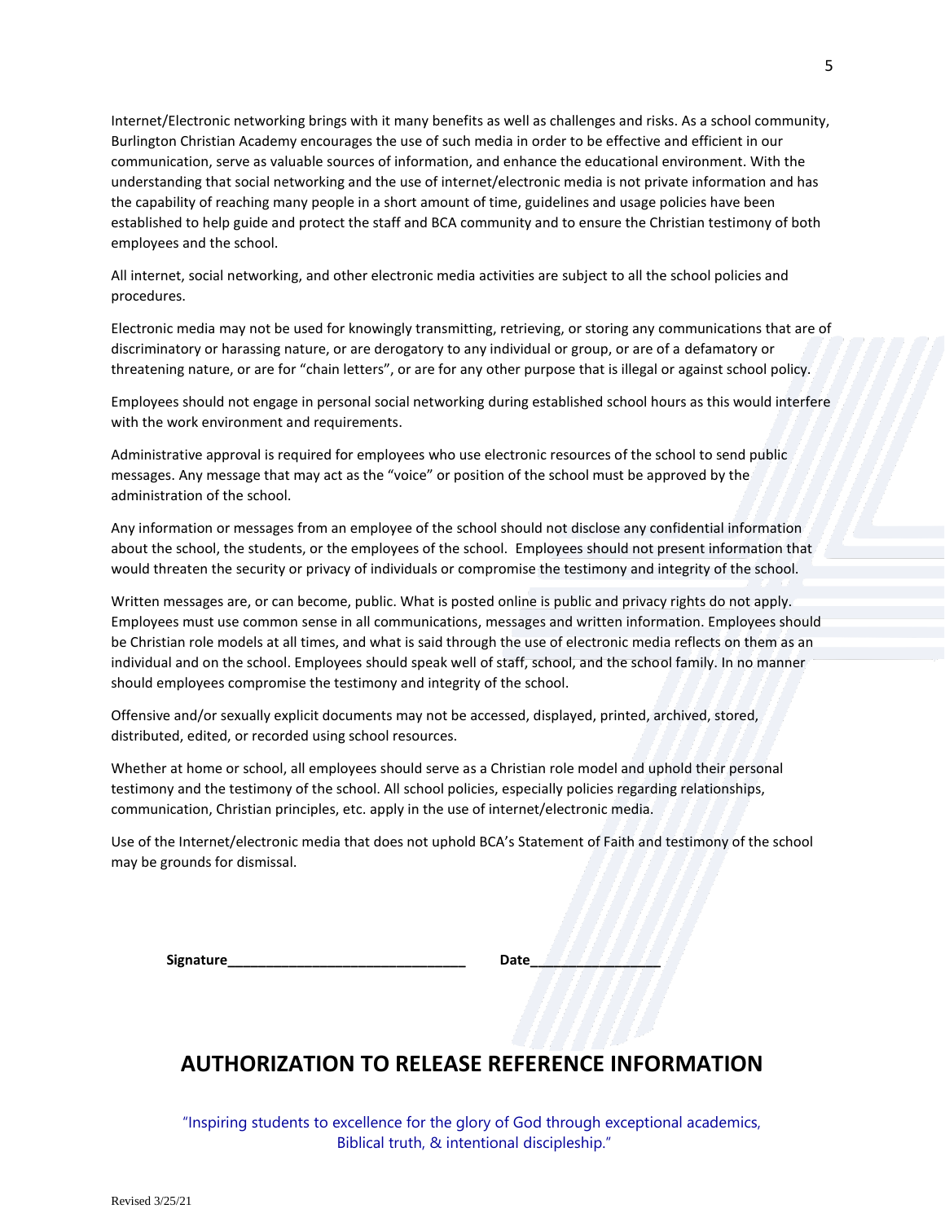Internet/Electronic networking brings with it many benefits as well as challenges and risks. As a school community, Burlington Christian Academy encourages the use of such media in order to be effective and efficient in our communication, serve as valuable sources of information, and enhance the educational environment. With the understanding that social networking and the use of internet/electronic media is not private information and has the capability of reaching many people in a short amount of time, guidelines and usage policies have been established to help guide and protect the staff and BCA community and to ensure the Christian testimony of both employees and the school.

All internet, social networking, and other electronic media activities are subject to all the school policies and procedures.

Electronic media may not be used for knowingly transmitting, retrieving, or storing any communications that are of discriminatory or harassing nature, or are derogatory to any individual or group, or are of a defamatory or threatening nature, or are for "chain letters", or are for any other purpose that is illegal or against school policy.

Employees should not engage in personal social networking during established school hours as this would interfere with the work environment and requirements.

Administrative approval is required for employees who use electronic resources of the school to send public messages. Any message that may act as the "voice" or position of the school must be approved by the administration of the school.

Any information or messages from an employee of the school should not disclose any confidential information about the school, the students, or the employees of the school. Employees should not present information that would threaten the security or privacy of individuals or compromise the testimony and integrity of the school.

Written messages are, or can become, public. What is posted online is public and privacy rights do not apply. Employees must use common sense in all communications, messages and written information. Employees should be Christian role models at all times, and what is said through the use of electronic media reflects on them as an individual and on the school. Employees should speak well of staff, school, and the school family. In no manner should employees compromise the testimony and integrity of the school.

Offensive and/or sexually explicit documents may not be accessed, displayed, printed, archived, stored, distributed, edited, or recorded using school resources.

Whether at home or school, all employees should serve as a Christian role model and uphold their personal testimony and the testimony of the school. All school policies, especially policies regarding relationships, communication, Christian principles, etc. apply in the use of internet/electronic media.

Use of the Internet/electronic media that does not uphold BCA's Statement of Faith and testimony of the school may be grounds for dismissal.

**Signature_______________________________ Date_________________**

# AUTHORIZATION TO RELEASE REFERENCE INFORMATION

"Inspiring students to excellence for the glory of God through exceptional academics, Biblical truth, & intentional discipleship."

Revised 3/25/21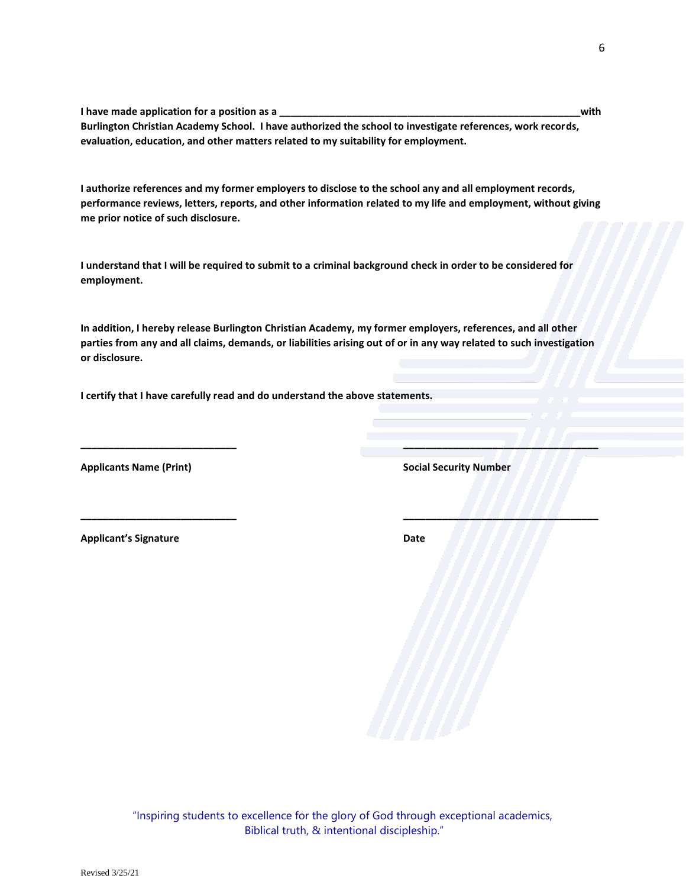**I have made application for a position as a \_\_\_\_\_\_\_\_\_\_\_\_\_\_\_\_\_\_\_\_\_\_\_\_\_\_\_\_\_\_\_\_\_\_\_\_\_\_\_\_\_\_\_\_\_\_\_\_\_\_\_\_\_\_\_\_with Burlington Christian Academy School. I have authorized the school to investigate references, work records, evaluation, education, and other matters related to my suitability for employment.**

**I authorize references and my former employers to disclose to the school any and all employment records, performance reviews, letters, reports, and other information related to my life and employment, without giving me prior notice of such disclosure.**

**I understand that I will be required to submit to a criminal background check in order to be considered for employment.**

**In addition, I hereby release Burlington Christian Academy, my former employers, references, and all other parties from any and all claims, demands, or liabilities arising out of or in any way related to such investigation or disclosure.**

**I certify that I have carefully read and do understand the above statements.**

\_\_\_\_\_\_\_\_\_\_\_\_\_\_\_\_\_\_\_\_\_\_\_\_\_\_\_\_\_\_\_\_\_\_\_\_\_\_\_\_\_\_\_\_

**Applicants Name (Print)**

\_\_\_\_\_\_\_\_\_\_\_\_\_\_\_\_\_\_\_\_\_\_\_\_\_\_\_\_\_\_\_\_\_\_\_\_\_\_\_\_\_\_\_\_

**Social Security Number**

\_\_\_\_\_\_\_\_\_\_\_\_\_\_\_\_\_\_\_\_\_\_\_\_\_\_\_\_\_\_\_\_\_\_\_\_\_\_\_\_\_\_\_\_

**Applicant's Signature**

\_\_\_\_\_\_\_\_\_\_\_\_\_\_\_\_\_\_\_\_\_\_\_\_\_\_\_\_\_\_\_\_\_\_\_\_\_\_\_\_\_\_\_\_

**Date**

"Inspiring students to excellence for the glory of God through exceptional academics, Biblical truth, & intentional discipleship."

Revised 3/25/21